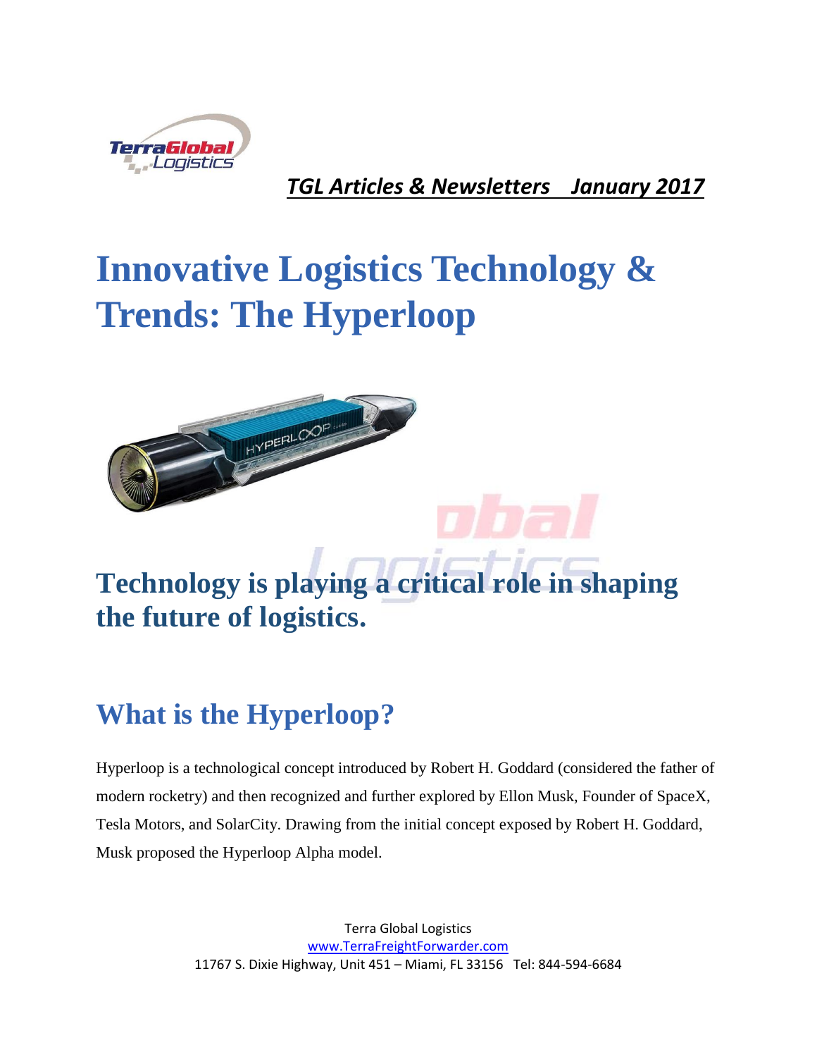*TGL Articles & Newsletters January 2017*

# Innovative Logistics Technology & Trends: The Hyperloop

## Technology is playing a critical role in shaping the future of logistics.

## What is the Hyperloop?

Hyperloop is a technological concept introduced by Robert H. Goddard (considered the father of modern rocketry) and then recognized and further explored by Ellon Musk, Founder of SpaceX, Tesla Motors, and SolarCity. Drawing from the initial concept exposed by Robert H. Goddard, Musk proposed the Hyperloop Alpha model.

Terra Global Logistics
www.TerraFreightForwarder.com
11767 S. Dixie Highway, Unit 451 – Miami, FL 33156 Tel: 844-594-6684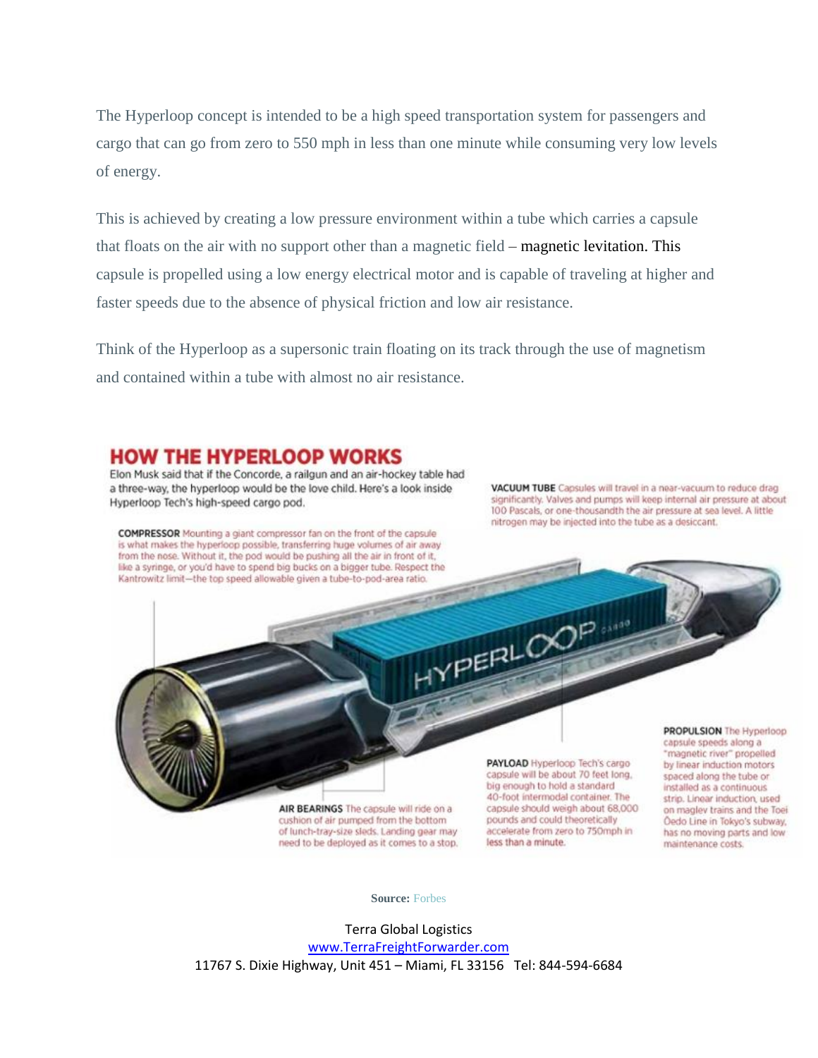The Hyperloop concept is intended to be a high speed transportation system for passengers and cargo that can go from zero to 550 mph in less than one minute while consuming very low levels of energy.

This is achieved by creating a low pressure environment within a tube which carries a capsule that floats on the air with no support other than a magnetic field – magnetic levitation. This capsule is propelled using a low energy electrical motor and is capable of traveling at higher and faster speeds due to the absence of physical friction and low air resistance.

Think of the Hyperloop as a supersonic train floating on its track through the use of magnetism and contained within a tube with almost no air resistance.

## HOW THE HYPERLOOP WORKS

Elon Musk said that if the Concorde, a railgun and an air-hockey table had a three-way, the hyperloop would be the love child. Here's a look inside Hyperloop Tech's high-speed cargo pod.

**VACUUM TUBE** Capsules will travel in a near-vacuum to reduce drag significantly. Valves and pumps will keep internal air pressure at about 100 Pascals, or one-thousandth the air pressure at sea level. A little nitrogen may be injected into the tube as a desiccant.

**COMPRESSOR** Mounting a giant compressor fan on the front of the capsule is what makes the hyperloop possible, transferring huge volumes of air away from the nose. Without it, the pod would be pushing all the air in front of it, like a syringe, or you'd have to spend big bucks on a bigger tube. Respect the Kantrowitz limit—the top speed allowable given a tube-to-pod-area ratio.

**AIR BEARINGS** The capsule will ride on a cushion of air pumped from the bottom of lunch-tray-size sleds. Landing gear may need to be deployed as it comes to a stop.

**PAYLOAD** Hyperloop Tech's cargo capsule will be about 70 feet long, big enough to hold a standard 40-foot intermodal container. The capsule should weigh about 68,000 pounds and could theoretically accelerate from zero to 750mph in less than a minute.

**PROPULSION** The Hyperloop capsule speeds along a "magnetic river" propelled by linear induction motors spaced along the tube or installed as a continuous strip. Linear induction, used on maglev trains and the Toei Ōedo Line in Tokyo's subway, has no moving parts and low maintenance costs.

**Source:** Forbes

Terra Global Logistics
www.TerraFreightForwarder.com
11767 S. Dixie Highway, Unit 451 – Miami, FL 33156 Tel: 844-594-6684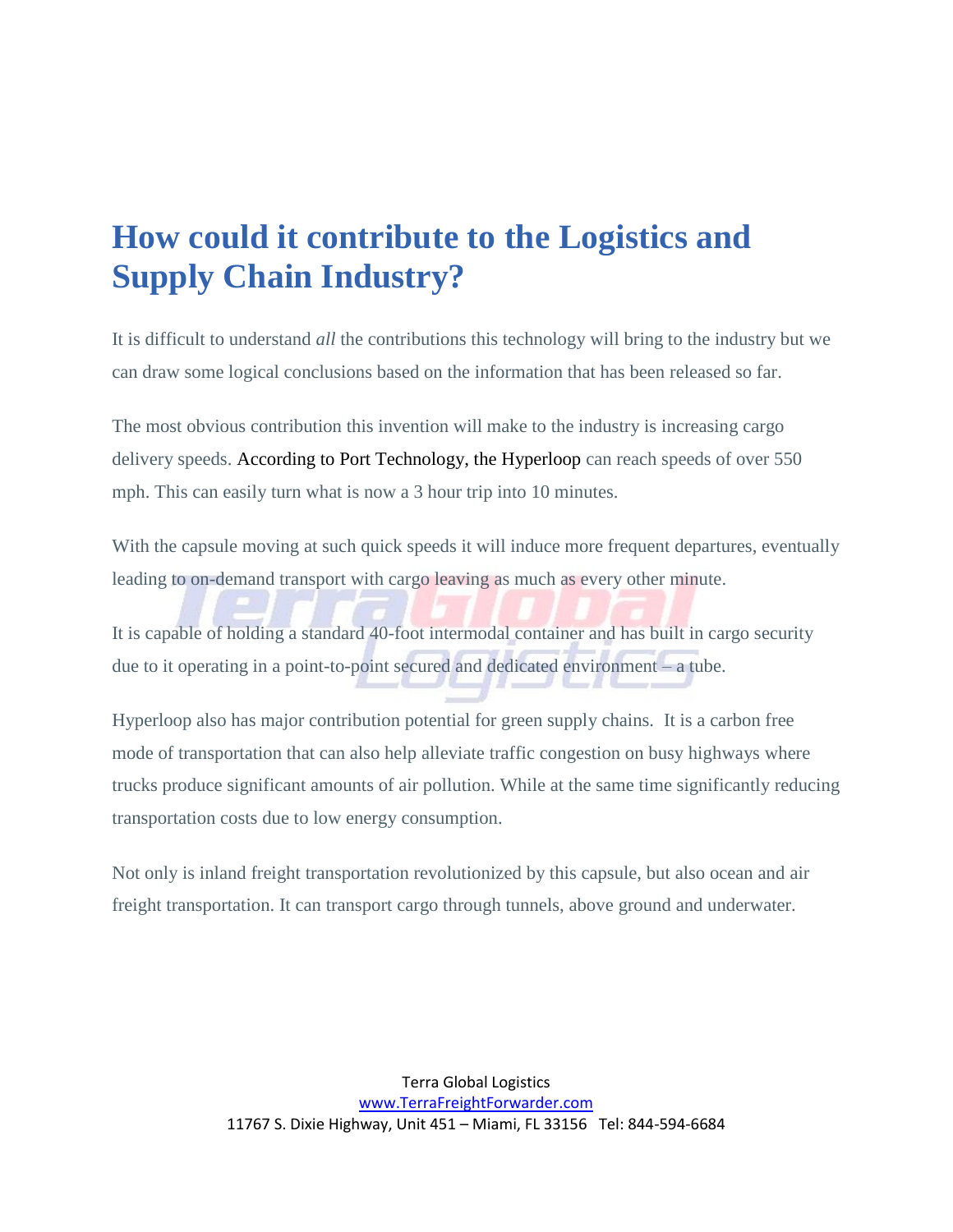## How could it contribute to the Logistics and Supply Chain Industry?

It is difficult to understand *all* the contributions this technology will bring to the industry but we can draw some logical conclusions based on the information that has been released so far.

The most obvious contribution this invention will make to the industry is increasing cargo delivery speeds. According to Port Technology, the Hyperloop can reach speeds of over 550 mph. This can easily turn what is now a 3 hour trip into 10 minutes.

With the capsule moving at such quick speeds it will induce more frequent departures, eventually leading to on-demand transport with cargo leaving as much as every other minute.

It is capable of holding a standard 40-foot intermodal container and has built in cargo security due to it operating in a point-to-point secured and dedicated environment – a tube.

Hyperloop also has major contribution potential for green supply chains. It is a carbon free mode of transportation that can also help alleviate traffic congestion on busy highways where trucks produce significant amounts of air pollution. While at the same time significantly reducing transportation costs due to low energy consumption.

Not only is inland freight transportation revolutionized by this capsule, but also ocean and air freight transportation. It can transport cargo through tunnels, above ground and underwater.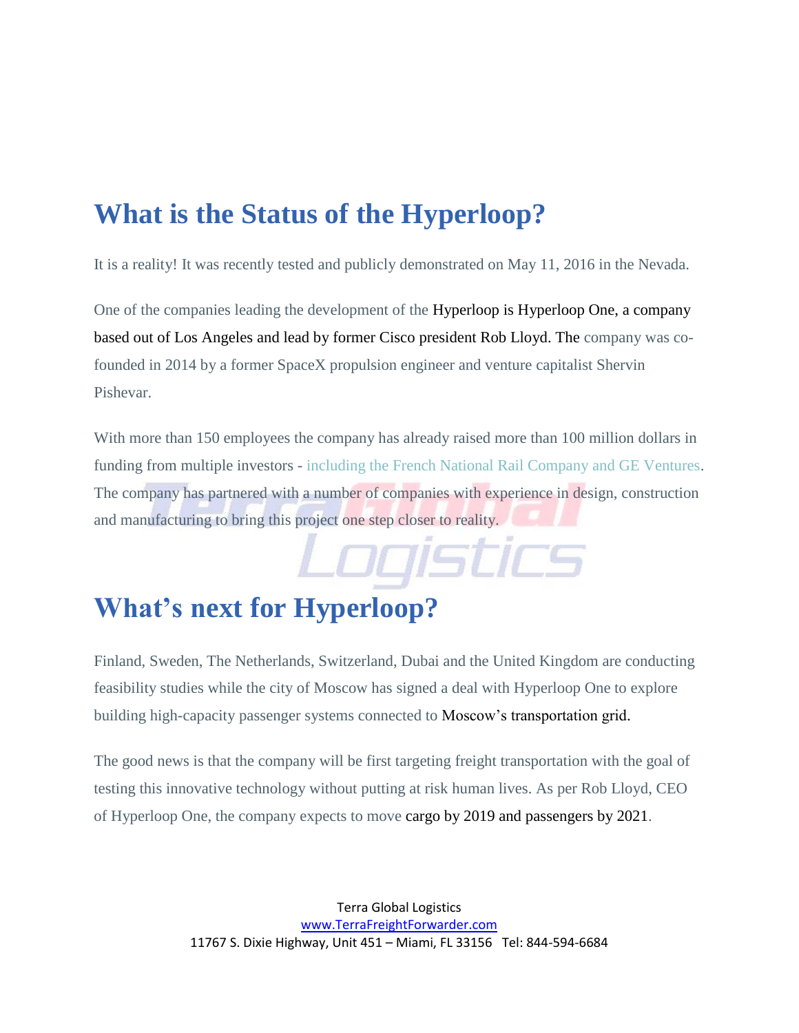## What is the Status of the Hyperloop?

It is a reality! It was recently tested and publicly demonstrated on May 11, 2016 in the Nevada.

One of the companies leading the development of the Hyperloop is Hyperloop One, a company based out of Los Angeles and lead by former Cisco president Rob Lloyd. The company was co-founded in 2014 by a former SpaceX propulsion engineer and venture capitalist Shervin Pishevar.

With more than 150 employees the company has already raised more than 100 million dollars in funding from multiple investors - including the French National Rail Company and GE Ventures. The company has partnered with a number of companies with experience in design, construction and manufacturing to bring this project one step closer to reality.

## What's next for Hyperloop?

Finland, Sweden, The Netherlands, Switzerland, Dubai and the United Kingdom are conducting feasibility studies while the city of Moscow has signed a deal with Hyperloop One to explore building high-capacity passenger systems connected to Moscow's transportation grid.

The good news is that the company will be first targeting freight transportation with the goal of testing this innovative technology without putting at risk human lives. As per Rob Lloyd, CEO of Hyperloop One, the company expects to move cargo by 2019 and passengers by 2021.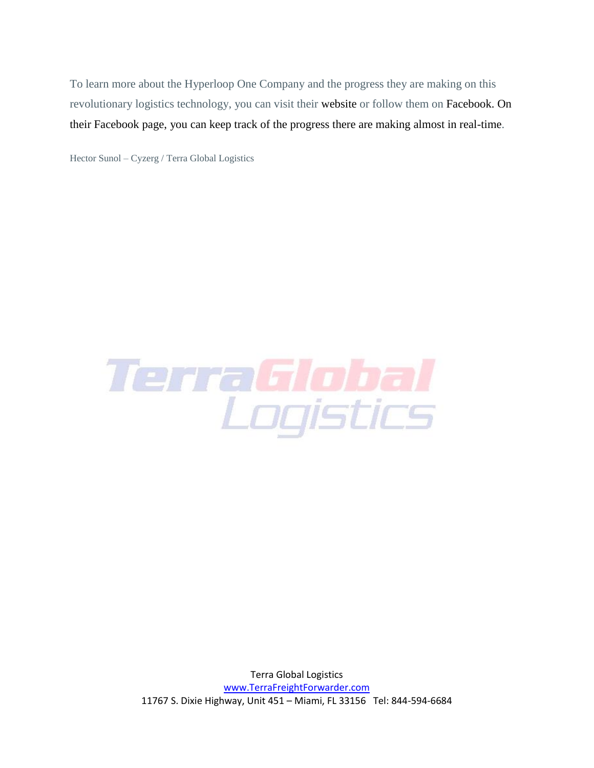To learn more about the Hyperloop One Company and the progress they are making on this revolutionary logistics technology, you can visit their website or follow them on Facebook. On their Facebook page, you can keep track of the progress there are making almost in real-time.

Hector Sunol – Cyzerg / Terra Global Logistics